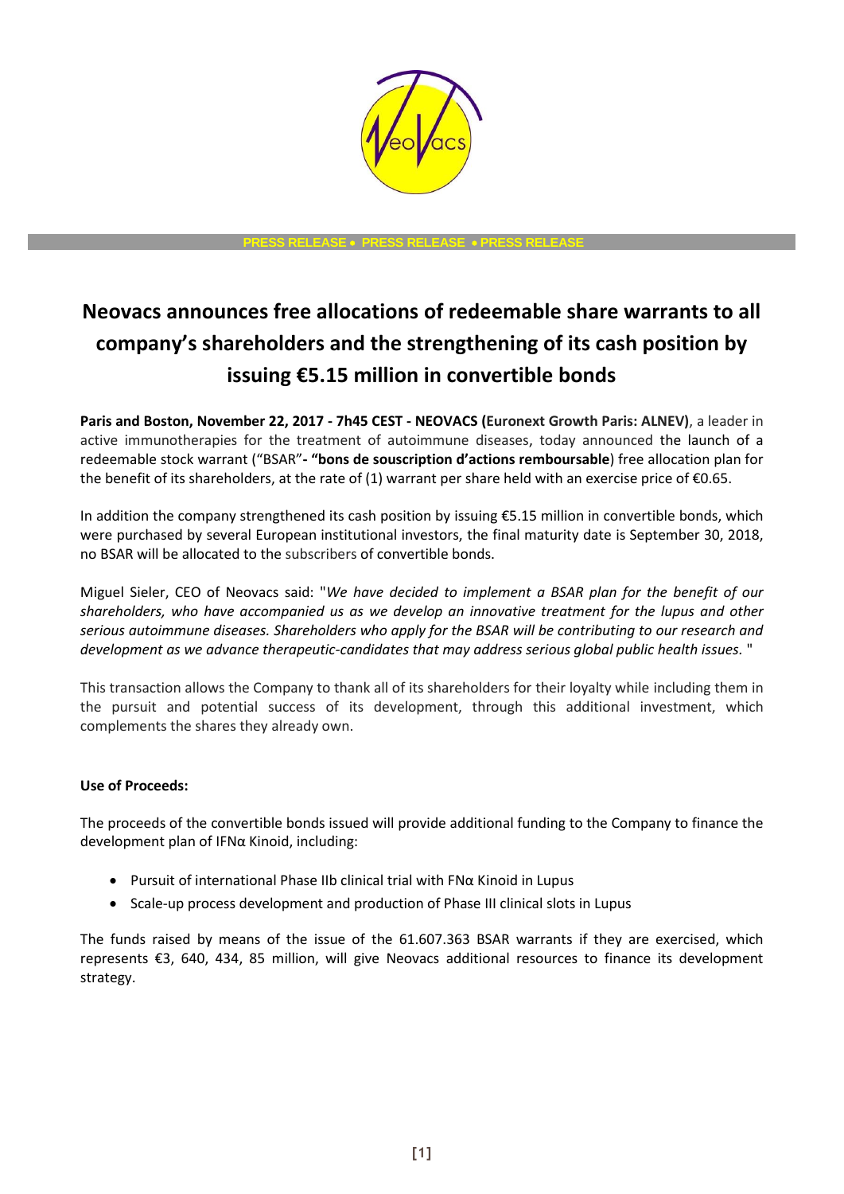PRESS RELEASE • PRESS RELEASE • PRESS RELEASE

# Neovacs announces free allocations of redeemable share warrants to all company's shareholders and the strengthening of its cash position by issuing €5.15 million in convertible bonds

**Paris and Boston, November 22, 2017 - 7h45 CEST - NEOVACS (Euronext Growth Paris: ALNEV)**, a leader in active immunotherapies for the treatment of autoimmune diseases, today announced the launch of a redeemable stock warrant ("BSAR"**- "bons de souscription d'actions remboursable**) free allocation plan for the benefit of its shareholders, at the rate of (1) warrant per share held with an exercise price of €0.65.

In addition the company strengthened its cash position by issuing €5.15 million in convertible bonds, which were purchased by several European institutional investors, the final maturity date is September 30, 2018, no BSAR will be allocated to the subscribers of convertible bonds.

Miguel Sieler, CEO of Neovacs said: "*We have decided to implement a BSAR plan for the benefit of our shareholders, who have accompanied us as we develop an innovative treatment for the lupus and other serious autoimmune diseases. Shareholders who apply for the BSAR will be contributing to our research and development as we advance therapeutic-candidates that may address serious global public health issues.* "

This transaction allows the Company to thank all of its shareholders for their loyalty while including them in the pursuit and potential success of its development, through this additional investment, which complements the shares they already own.

**Use of Proceeds:**

The proceeds of the convertible bonds issued will provide additional funding to the Company to finance the development plan of IFNα Kinoid, including:

- Pursuit of international Phase IIb clinical trial with FNα Kinoid in Lupus
- Scale-up process development and production of Phase III clinical slots in Lupus

The funds raised by means of the issue of the 61.607.363 BSAR warrants if they are exercised, which represents €3, 640, 434, 85 million, will give Neovacs additional resources to finance its development strategy.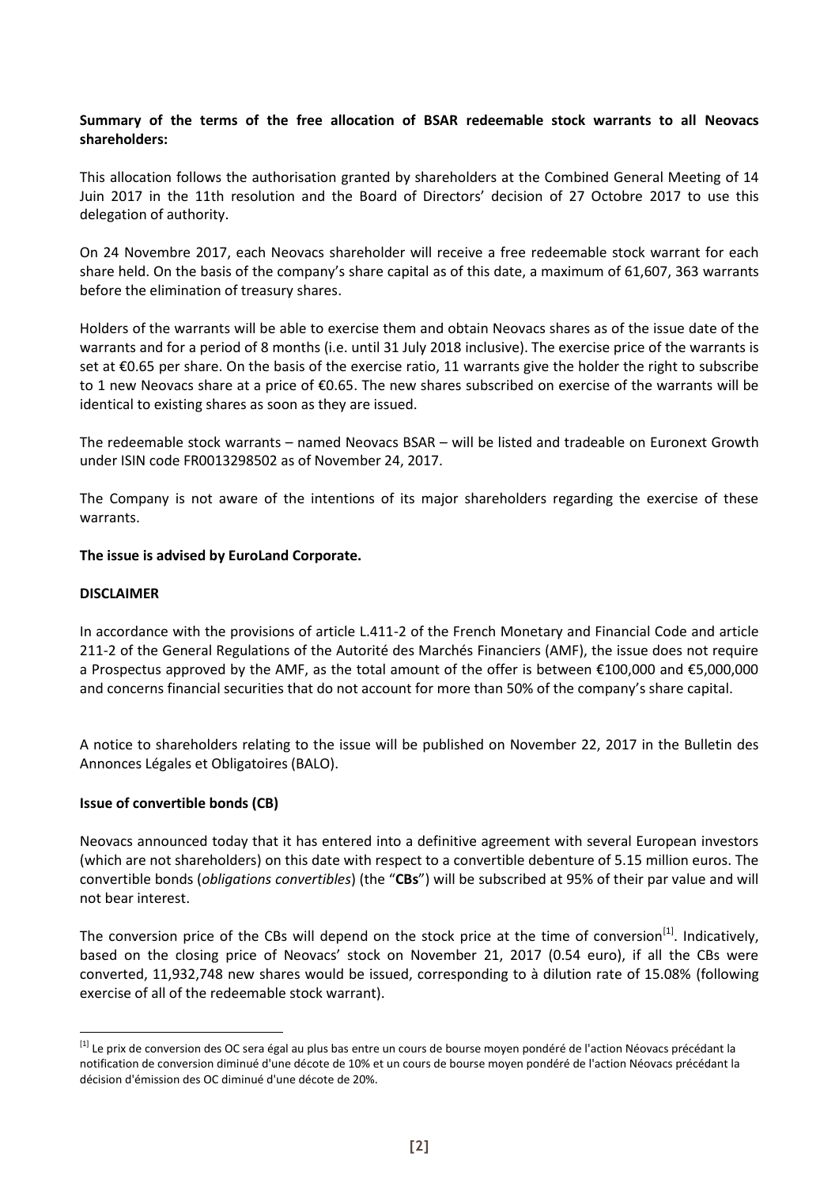**Summary of the terms of the free allocation of BSAR redeemable stock warrants to all Neovacs shareholders:**

This allocation follows the authorisation granted by shareholders at the Combined General Meeting of 14 Juin 2017 in the 11th resolution and the Board of Directors' decision of 27 Octobre 2017 to use this delegation of authority.

On 24 Novembre 2017, each Neovacs shareholder will receive a free redeemable stock warrant for each share held. On the basis of the company's share capital as of this date, a maximum of 61,607, 363 warrants before the elimination of treasury shares.

Holders of the warrants will be able to exercise them and obtain Neovacs shares as of the issue date of the warrants and for a period of 8 months (i.e. until 31 July 2018 inclusive). The exercise price of the warrants is set at €0.65 per share. On the basis of the exercise ratio, 11 warrants give the holder the right to subscribe to 1 new Neovacs share at a price of €0.65. The new shares subscribed on exercise of the warrants will be identical to existing shares as soon as they are issued.

The redeemable stock warrants – named Neovacs BSAR – will be listed and tradeable on Euronext Growth under ISIN code FR0013298502 as of November 24, 2017.

The Company is not aware of the intentions of its major shareholders regarding the exercise of these warrants.

**The issue is advised by EuroLand Corporate.**

**DISCLAIMER**

In accordance with the provisions of article L.411-2 of the French Monetary and Financial Code and article 211-2 of the General Regulations of the Autorité des Marchés Financiers (AMF), the issue does not require a Prospectus approved by the AMF, as the total amount of the offer is between €100,000 and €5,000,000 and concerns financial securities that do not account for more than 50% of the company's share capital.

A notice to shareholders relating to the issue will be published on November 22, 2017 in the Bulletin des Annonces Légales et Obligatoires (BALO).

**Issue of convertible bonds (CB)**

Neovacs announced today that it has entered into a definitive agreement with several European investors (which are not shareholders) on this date with respect to a convertible debenture of 5.15 million euros. The convertible bonds (*obligations convertibles*) (the "**CBs**") will be subscribed at 95% of their par value and will not bear interest.

The conversion price of the CBs will depend on the stock price at the time of conversion[1]. Indicatively, based on the closing price of Neovacs' stock on November 21, 2017 (0.54 euro), if all the CBs were converted, 11,932,748 new shares would be issued, corresponding to à dilution rate of 15.08% (following exercise of all of the redeemable stock warrant).

[1] Le prix de conversion des OC sera égal au plus bas entre un cours de bourse moyen pondéré de l'action Néovacs précédant la notification de conversion diminué d'une décote de 10% et un cours de bourse moyen pondéré de l'action Néovacs précédant la décision d'émission des OC diminué d'une décote de 20%.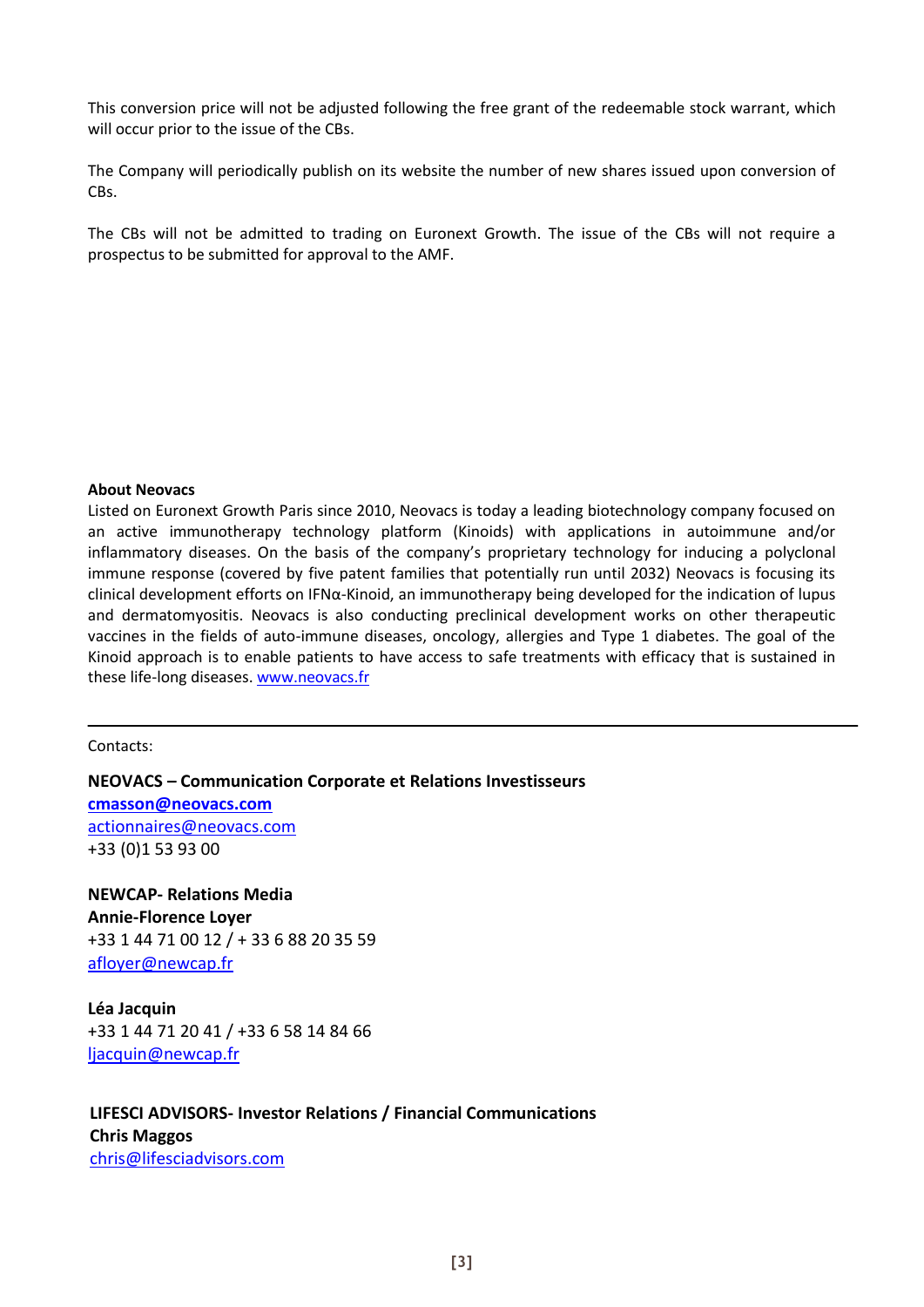This conversion price will not be adjusted following the free grant of the redeemable stock warrant, which will occur prior to the issue of the CBs.

The Company will periodically publish on its website the number of new shares issued upon conversion of CBs.

The CBs will not be admitted to trading on Euronext Growth. The issue of the CBs will not require a prospectus to be submitted for approval to the AMF.

**About Neovacs**

Listed on Euronext Growth Paris since 2010, Neovacs is today a leading biotechnology company focused on an active immunotherapy technology platform (Kinoids) with applications in autoimmune and/or inflammatory diseases. On the basis of the company's proprietary technology for inducing a polyclonal immune response (covered by five patent families that potentially run until 2032) Neovacs is focusing its clinical development efforts on IFNα-Kinoid, an immunotherapy being developed for the indication of lupus and dermatomyositis. Neovacs is also conducting preclinical development works on other therapeutic vaccines in the fields of auto-immune diseases, oncology, allergies and Type 1 diabetes. The goal of the Kinoid approach is to enable patients to have access to safe treatments with efficacy that is sustained in these life-long diseases. www.neovacs.fr

---

Contacts:

**NEOVACS – Communication Corporate et Relations Investisseurs**
**cmasson@neovacs.com**
actionnaires@neovacs.com
+33 (0)1 53 93 00

**NEWCAP- Relations Media**
**Annie-Florence Loyer**
+33 1 44 71 00 12 / + 33 6 88 20 35 59
afloyer@newcap.fr

**Léa Jacquin**
+33 1 44 71 20 41 / +33 6 58 14 84 66
ljacquin@newcap.fr

**LIFESCI ADVISORS- Investor Relations / Financial Communications**
**Chris Maggos**
chris@lifesciadvisors.com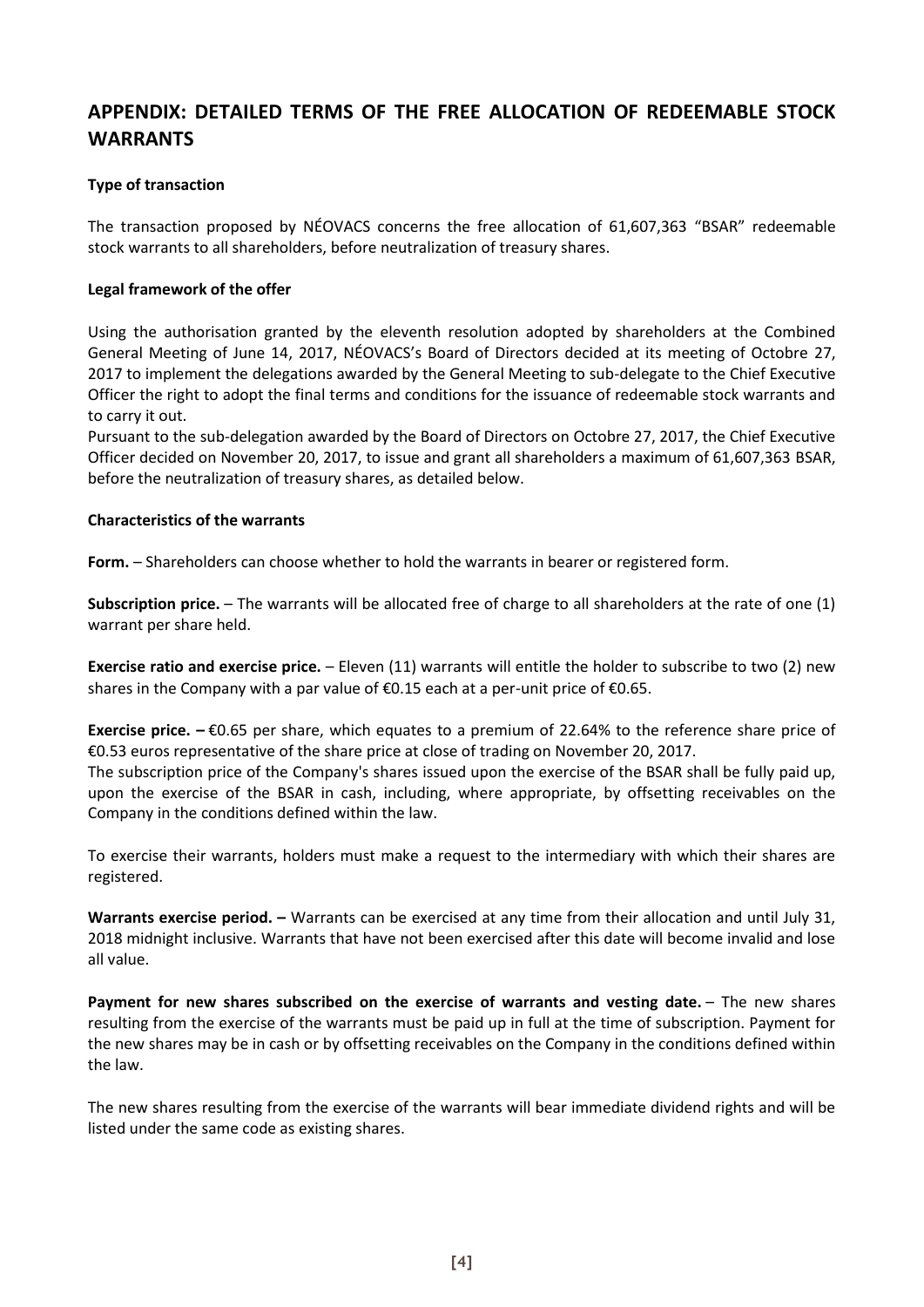# APPENDIX: DETAILED TERMS OF THE FREE ALLOCATION OF REDEEMABLE STOCK WARRANTS

**Type of transaction**

The transaction proposed by NÉOVACS concerns the free allocation of 61,607,363 "BSAR" redeemable stock warrants to all shareholders, before neutralization of treasury shares.

**Legal framework of the offer**

Using the authorisation granted by the eleventh resolution adopted by shareholders at the Combined General Meeting of June 14, 2017, NÉOVACS's Board of Directors decided at its meeting of Octobre 27, 2017 to implement the delegations awarded by the General Meeting to sub-delegate to the Chief Executive Officer the right to adopt the final terms and conditions for the issuance of redeemable stock warrants and to carry it out.
Pursuant to the sub-delegation awarded by the Board of Directors on Octobre 27, 2017, the Chief Executive Officer decided on November 20, 2017, to issue and grant all shareholders a maximum of 61,607,363 BSAR, before the neutralization of treasury shares, as detailed below.

**Characteristics of the warrants**

**Form.** – Shareholders can choose whether to hold the warrants in bearer or registered form.

**Subscription price.** – The warrants will be allocated free of charge to all shareholders at the rate of one (1) warrant per share held.

**Exercise ratio and exercise price.** – Eleven (11) warrants will entitle the holder to subscribe to two (2) new shares in the Company with a par value of €0.15 each at a per-unit price of €0.65.

**Exercise price. –** €0.65 per share, which equates to a premium of 22.64% to the reference share price of €0.53 euros representative of the share price at close of trading on November 20, 2017.
The subscription price of the Company's shares issued upon the exercise of the BSAR shall be fully paid up, upon the exercise of the BSAR in cash, including, where appropriate, by offsetting receivables on the Company in the conditions defined within the law.

To exercise their warrants, holders must make a request to the intermediary with which their shares are registered.

**Warrants exercise period. –** Warrants can be exercised at any time from their allocation and until July 31, 2018 midnight inclusive. Warrants that have not been exercised after this date will become invalid and lose all value.

**Payment for new shares subscribed on the exercise of warrants and vesting date.** – The new shares resulting from the exercise of the warrants must be paid up in full at the time of subscription. Payment for the new shares may be in cash or by offsetting receivables on the Company in the conditions defined within the law.

The new shares resulting from the exercise of the warrants will bear immediate dividend rights and will be listed under the same code as existing shares.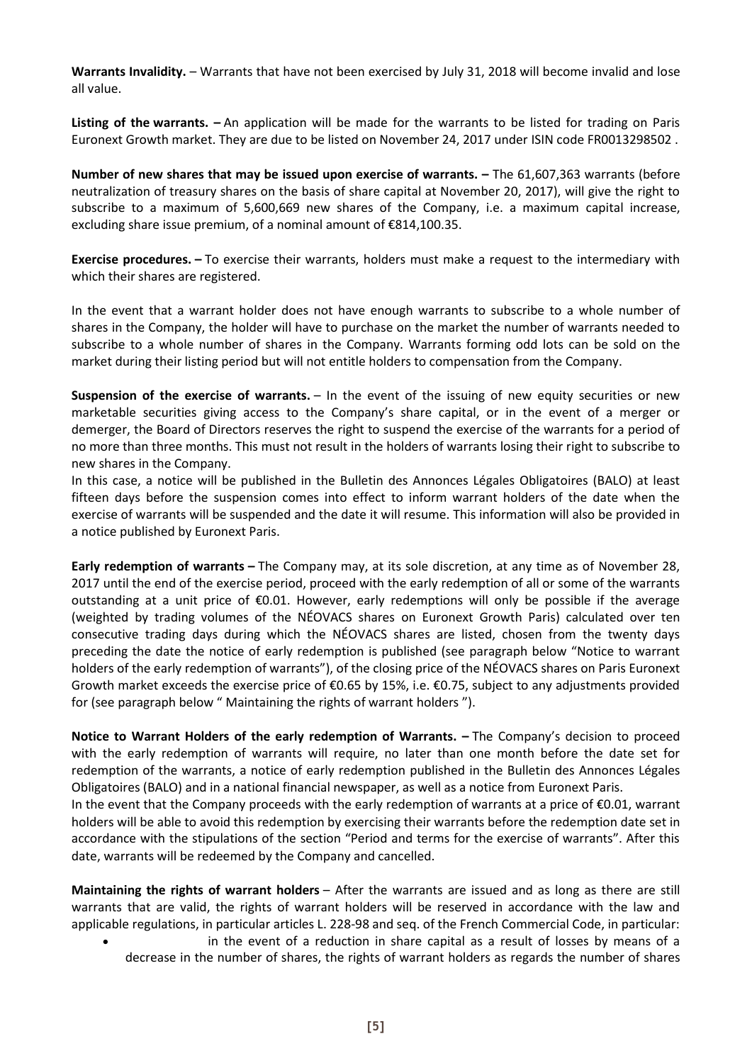**Warrants Invalidity.** – Warrants that have not been exercised by July 31, 2018 will become invalid and lose all value.

**Listing of the warrants. –** An application will be made for the warrants to be listed for trading on Paris Euronext Growth market. They are due to be listed on November 24, 2017 under ISIN code FR0013298502 .

**Number of new shares that may be issued upon exercise of warrants. –** The 61,607,363 warrants (before neutralization of treasury shares on the basis of share capital at November 20, 2017), will give the right to subscribe to a maximum of 5,600,669 new shares of the Company, i.e. a maximum capital increase, excluding share issue premium, of a nominal amount of €814,100.35.

**Exercise procedures. –** To exercise their warrants, holders must make a request to the intermediary with which their shares are registered.

In the event that a warrant holder does not have enough warrants to subscribe to a whole number of shares in the Company, the holder will have to purchase on the market the number of warrants needed to subscribe to a whole number of shares in the Company. Warrants forming odd lots can be sold on the market during their listing period but will not entitle holders to compensation from the Company.

**Suspension of the exercise of warrants.** – In the event of the issuing of new equity securities or new marketable securities giving access to the Company's share capital, or in the event of a merger or demerger, the Board of Directors reserves the right to suspend the exercise of the warrants for a period of no more than three months. This must not result in the holders of warrants losing their right to subscribe to new shares in the Company.

In this case, a notice will be published in the Bulletin des Annonces Légales Obligatoires (BALO) at least fifteen days before the suspension comes into effect to inform warrant holders of the date when the exercise of warrants will be suspended and the date it will resume. This information will also be provided in a notice published by Euronext Paris.

**Early redemption of warrants –** The Company may, at its sole discretion, at any time as of November 28, 2017 until the end of the exercise period, proceed with the early redemption of all or some of the warrants outstanding at a unit price of €0.01. However, early redemptions will only be possible if the average (weighted by trading volumes of the NÉOVACS shares on Euronext Growth Paris) calculated over ten consecutive trading days during which the NÉOVACS shares are listed, chosen from the twenty days preceding the date the notice of early redemption is published (see paragraph below "Notice to warrant holders of the early redemption of warrants"), of the closing price of the NÉOVACS shares on Paris Euronext Growth market exceeds the exercise price of €0.65 by 15%, i.e. €0.75, subject to any adjustments provided for (see paragraph below " Maintaining the rights of warrant holders ").

**Notice to Warrant Holders of the early redemption of Warrants. –** The Company's decision to proceed with the early redemption of warrants will require, no later than one month before the date set for redemption of the warrants, a notice of early redemption published in the Bulletin des Annonces Légales Obligatoires (BALO) and in a national financial newspaper, as well as a notice from Euronext Paris.

In the event that the Company proceeds with the early redemption of warrants at a price of €0.01, warrant holders will be able to avoid this redemption by exercising their warrants before the redemption date set in accordance with the stipulations of the section "Period and terms for the exercise of warrants". After this date, warrants will be redeemed by the Company and cancelled.

**Maintaining the rights of warrant holders** – After the warrants are issued and as long as there are still warrants that are valid, the rights of warrant holders will be reserved in accordance with the law and applicable regulations, in particular articles L. 228-98 and seq. of the French Commercial Code, in particular:

- in the event of a reduction in share capital as a result of losses by means of a decrease in the number of shares, the rights of warrant holders as regards the number of shares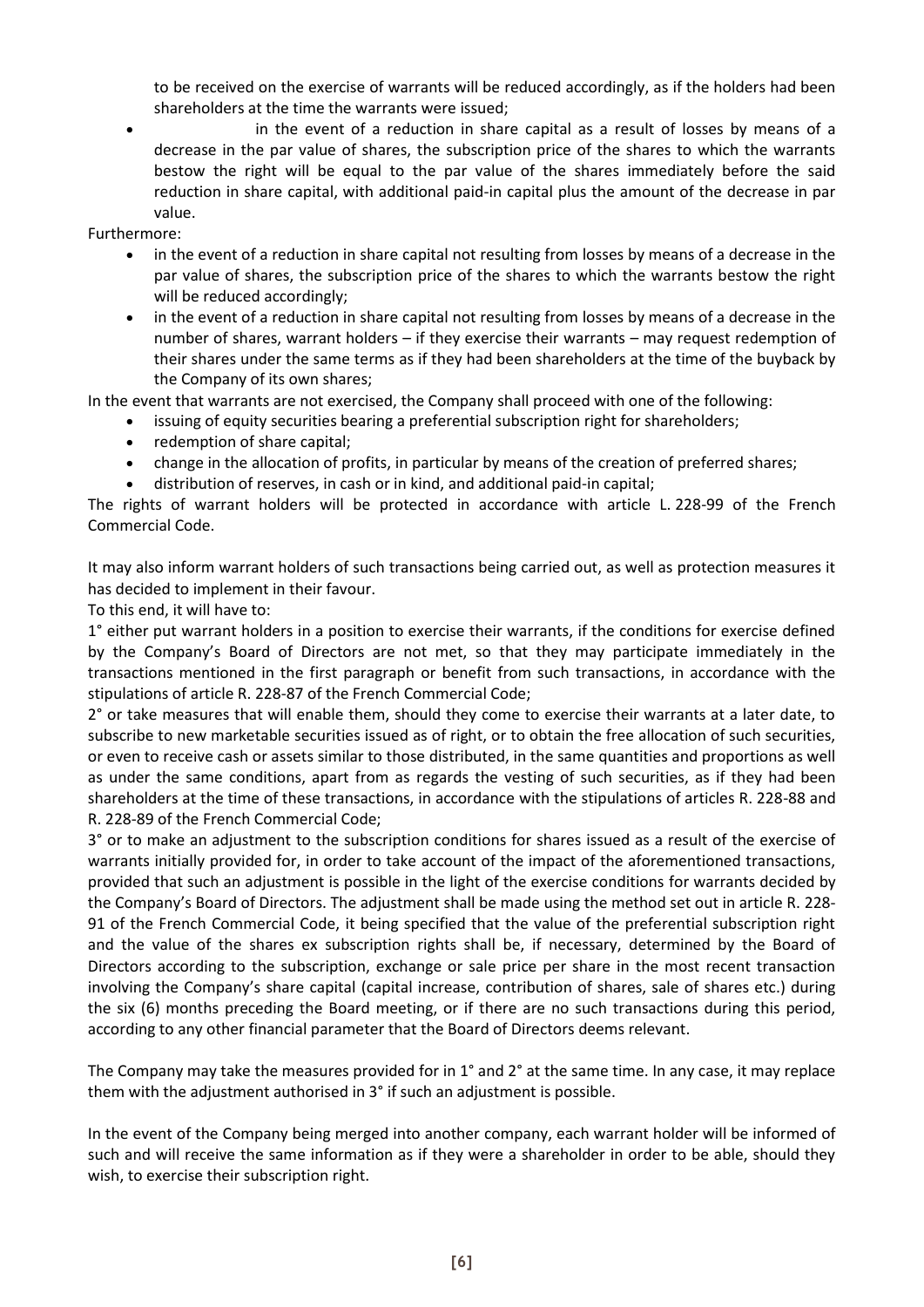to be received on the exercise of warrants will be reduced accordingly, as if the holders had been shareholders at the time the warrants were issued;

- in the event of a reduction in share capital as a result of losses by means of a decrease in the par value of shares, the subscription price of the shares to which the warrants bestow the right will be equal to the par value of the shares immediately before the said reduction in share capital, with additional paid-in capital plus the amount of the decrease in par value.

Furthermore:

- in the event of a reduction in share capital not resulting from losses by means of a decrease in the par value of shares, the subscription price of the shares to which the warrants bestow the right will be reduced accordingly;
- in the event of a reduction in share capital not resulting from losses by means of a decrease in the number of shares, warrant holders – if they exercise their warrants – may request redemption of their shares under the same terms as if they had been shareholders at the time of the buyback by the Company of its own shares;

In the event that warrants are not exercised, the Company shall proceed with one of the following:

- issuing of equity securities bearing a preferential subscription right for shareholders;
- redemption of share capital;
- change in the allocation of profits, in particular by means of the creation of preferred shares;
- distribution of reserves, in cash or in kind, and additional paid-in capital;

The rights of warrant holders will be protected in accordance with article L. 228-99 of the French Commercial Code.

It may also inform warrant holders of such transactions being carried out, as well as protection measures it has decided to implement in their favour.

To this end, it will have to:

1° either put warrant holders in a position to exercise their warrants, if the conditions for exercise defined by the Company's Board of Directors are not met, so that they may participate immediately in the transactions mentioned in the first paragraph or benefit from such transactions, in accordance with the stipulations of article R. 228-87 of the French Commercial Code;

2° or take measures that will enable them, should they come to exercise their warrants at a later date, to subscribe to new marketable securities issued as of right, or to obtain the free allocation of such securities, or even to receive cash or assets similar to those distributed, in the same quantities and proportions as well as under the same conditions, apart from as regards the vesting of such securities, as if they had been shareholders at the time of these transactions, in accordance with the stipulations of articles R. 228-88 and R. 228-89 of the French Commercial Code;

3° or to make an adjustment to the subscription conditions for shares issued as a result of the exercise of warrants initially provided for, in order to take account of the impact of the aforementioned transactions, provided that such an adjustment is possible in the light of the exercise conditions for warrants decided by the Company's Board of Directors. The adjustment shall be made using the method set out in article R. 228-91 of the French Commercial Code, it being specified that the value of the preferential subscription right and the value of the shares ex subscription rights shall be, if necessary, determined by the Board of Directors according to the subscription, exchange or sale price per share in the most recent transaction involving the Company's share capital (capital increase, contribution of shares, sale of shares etc.) during the six (6) months preceding the Board meeting, or if there are no such transactions during this period, according to any other financial parameter that the Board of Directors deems relevant.

The Company may take the measures provided for in 1° and 2° at the same time. In any case, it may replace them with the adjustment authorised in 3° if such an adjustment is possible.

In the event of the Company being merged into another company, each warrant holder will be informed of such and will receive the same information as if they were a shareholder in order to be able, should they wish, to exercise their subscription right.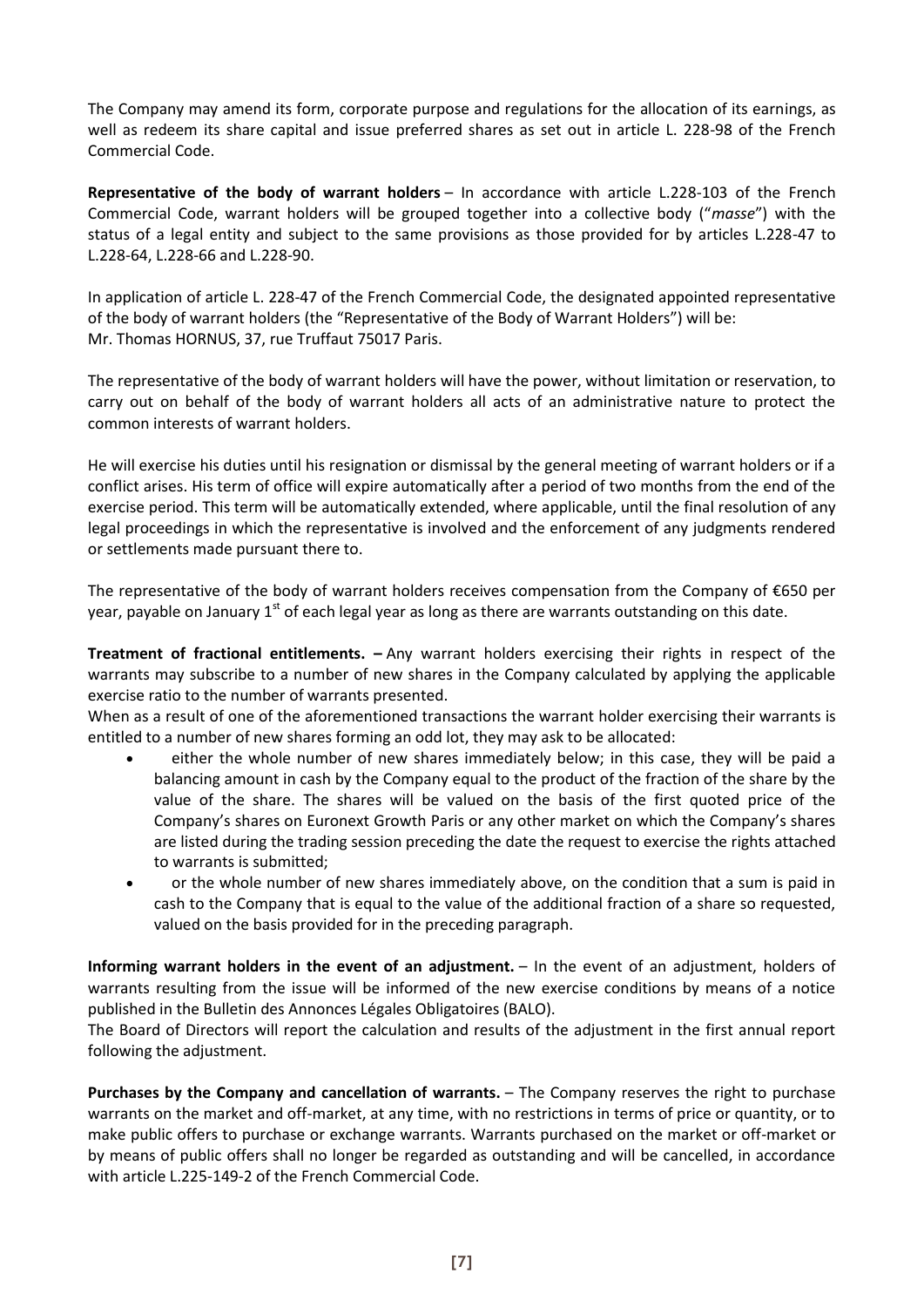The Company may amend its form, corporate purpose and regulations for the allocation of its earnings, as well as redeem its share capital and issue preferred shares as set out in article L. 228-98 of the French Commercial Code.

**Representative of the body of warrant holders** – In accordance with article L.228-103 of the French Commercial Code, warrant holders will be grouped together into a collective body ("*masse*") with the status of a legal entity and subject to the same provisions as those provided for by articles L.228-47 to L.228-64, L.228-66 and L.228-90.

In application of article L. 228-47 of the French Commercial Code, the designated appointed representative of the body of warrant holders (the "Representative of the Body of Warrant Holders") will be:
Mr. Thomas HORNUS, 37, rue Truffaut 75017 Paris.

The representative of the body of warrant holders will have the power, without limitation or reservation, to carry out on behalf of the body of warrant holders all acts of an administrative nature to protect the common interests of warrant holders.

He will exercise his duties until his resignation or dismissal by the general meeting of warrant holders or if a conflict arises. His term of office will expire automatically after a period of two months from the end of the exercise period. This term will be automatically extended, where applicable, until the final resolution of any legal proceedings in which the representative is involved and the enforcement of any judgments rendered or settlements made pursuant there to.

The representative of the body of warrant holders receives compensation from the Company of €650 per year, payable on January 1st of each legal year as long as there are warrants outstanding on this date.

**Treatment of fractional entitlements. –** Any warrant holders exercising their rights in respect of the warrants may subscribe to a number of new shares in the Company calculated by applying the applicable exercise ratio to the number of warrants presented.
When as a result of one of the aforementioned transactions the warrant holder exercising their warrants is entitled to a number of new shares forming an odd lot, they may ask to be allocated:

- either the whole number of new shares immediately below; in this case, they will be paid a balancing amount in cash by the Company equal to the product of the fraction of the share by the value of the share. The shares will be valued on the basis of the first quoted price of the Company's shares on Euronext Growth Paris or any other market on which the Company's shares are listed during the trading session preceding the date the request to exercise the rights attached to warrants is submitted;
- or the whole number of new shares immediately above, on the condition that a sum is paid in cash to the Company that is equal to the value of the additional fraction of a share so requested, valued on the basis provided for in the preceding paragraph.

**Informing warrant holders in the event of an adjustment.** – In the event of an adjustment, holders of warrants resulting from the issue will be informed of the new exercise conditions by means of a notice published in the Bulletin des Annonces Légales Obligatoires (BALO).
The Board of Directors will report the calculation and results of the adjustment in the first annual report following the adjustment.

**Purchases by the Company and cancellation of warrants.** – The Company reserves the right to purchase warrants on the market and off-market, at any time, with no restrictions in terms of price or quantity, or to make public offers to purchase or exchange warrants. Warrants purchased on the market or off-market or by means of public offers shall no longer be regarded as outstanding and will be cancelled, in accordance with article L.225-149-2 of the French Commercial Code.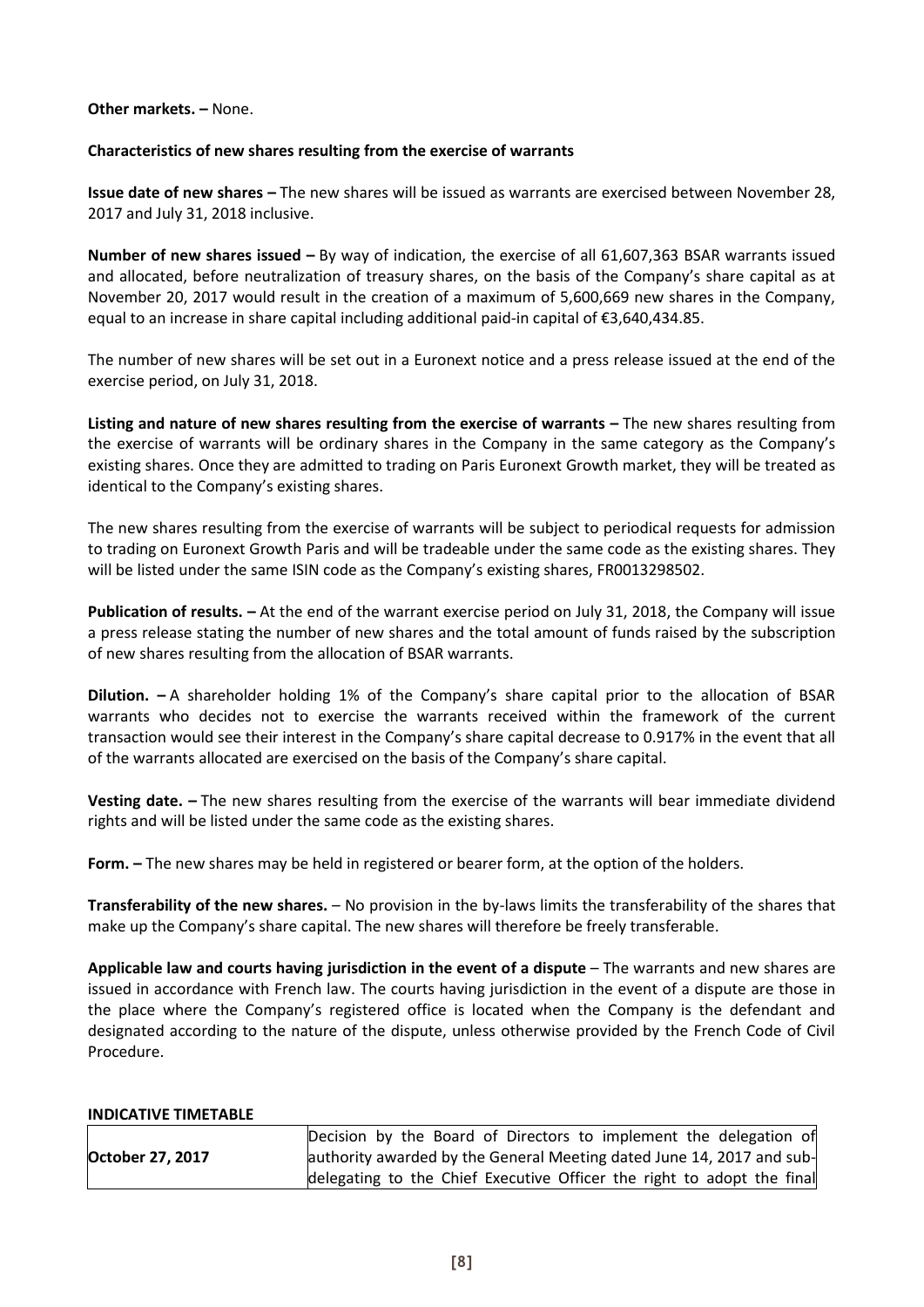**Other markets. –** None.

**Characteristics of new shares resulting from the exercise of warrants**

**Issue date of new shares –** The new shares will be issued as warrants are exercised between November 28, 2017 and July 31, 2018 inclusive.

**Number of new shares issued –** By way of indication, the exercise of all 61,607,363 BSAR warrants issued and allocated, before neutralization of treasury shares, on the basis of the Company's share capital as at November 20, 2017 would result in the creation of a maximum of 5,600,669 new shares in the Company, equal to an increase in share capital including additional paid-in capital of €3,640,434.85.

The number of new shares will be set out in a Euronext notice and a press release issued at the end of the exercise period, on July 31, 2018.

**Listing and nature of new shares resulting from the exercise of warrants –** The new shares resulting from the exercise of warrants will be ordinary shares in the Company in the same category as the Company's existing shares. Once they are admitted to trading on Paris Euronext Growth market, they will be treated as identical to the Company's existing shares.

The new shares resulting from the exercise of warrants will be subject to periodical requests for admission to trading on Euronext Growth Paris and will be tradeable under the same code as the existing shares. They will be listed under the same ISIN code as the Company's existing shares, FR0013298502.

**Publication of results. –** At the end of the warrant exercise period on July 31, 2018, the Company will issue a press release stating the number of new shares and the total amount of funds raised by the subscription of new shares resulting from the allocation of BSAR warrants.

**Dilution. –** A shareholder holding 1% of the Company's share capital prior to the allocation of BSAR warrants who decides not to exercise the warrants received within the framework of the current transaction would see their interest in the Company's share capital decrease to 0.917% in the event that all of the warrants allocated are exercised on the basis of the Company's share capital.

**Vesting date. –** The new shares resulting from the exercise of the warrants will bear immediate dividend rights and will be listed under the same code as the existing shares.

**Form. –** The new shares may be held in registered or bearer form, at the option of the holders.

**Transferability of the new shares.** – No provision in the by-laws limits the transferability of the shares that make up the Company's share capital. The new shares will therefore be freely transferable.

**Applicable law and courts having jurisdiction in the event of a dispute** – The warrants and new shares are issued in accordance with French law. The courts having jurisdiction in the event of a dispute are those in the place where the Company's registered office is located when the Company is the defendant and designated according to the nature of the dispute, unless otherwise provided by the French Code of Civil Procedure.

**INDICATIVE TIMETABLE**

| | |
|---|---|
| **October 27, 2017** | Decision by the Board of Directors to implement the delegation of authority awarded by the General Meeting dated June 14, 2017 and sub-delegating to the Chief Executive Officer the right to adopt the final |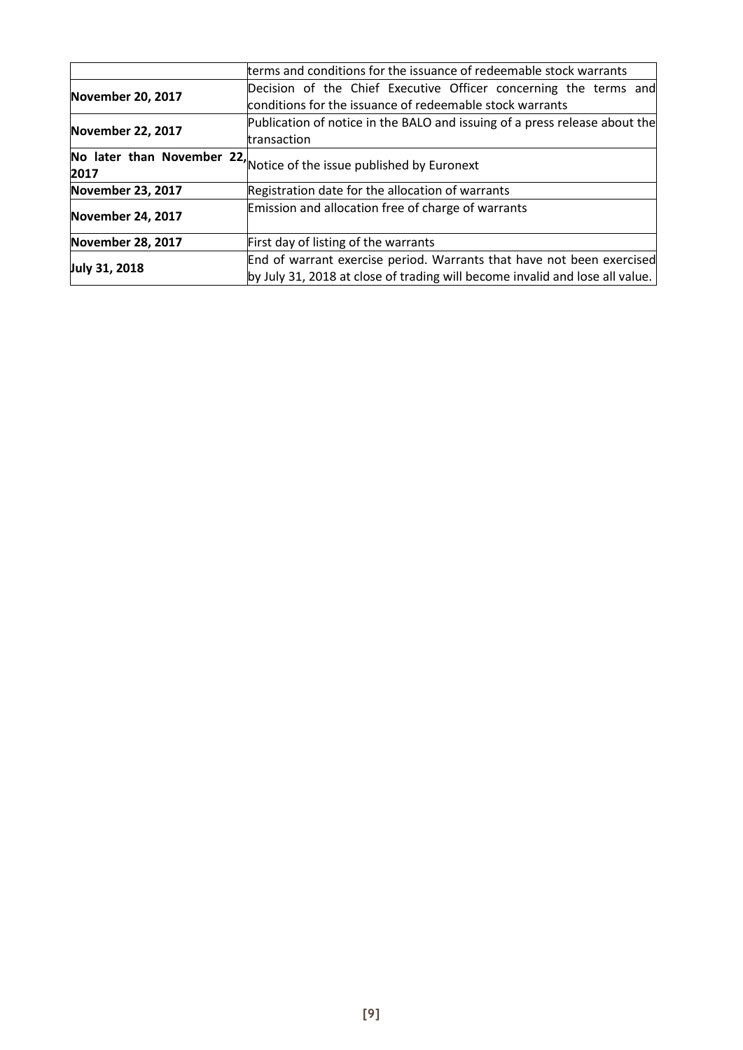| | |
|---|---|
| | terms and conditions for the issuance of redeemable stock warrants |
| **November 20, 2017** | Decision of the Chief Executive Officer concerning the terms and conditions for the issuance of redeemable stock warrants |
| **November 22, 2017** | Publication of notice in the BALO and issuing of a press release about the transaction |
| **No later than November 22, 2017** | Notice of the issue published by Euronext |
| **November 23, 2017** | Registration date for the allocation of warrants |
| **November 24, 2017** | Emission and allocation free of charge of warrants |
| **November 28, 2017** | First day of listing of the warrants |
| **July 31, 2018** | End of warrant exercise period. Warrants that have not been exercised by July 31, 2018 at close of trading will become invalid and lose all value. |